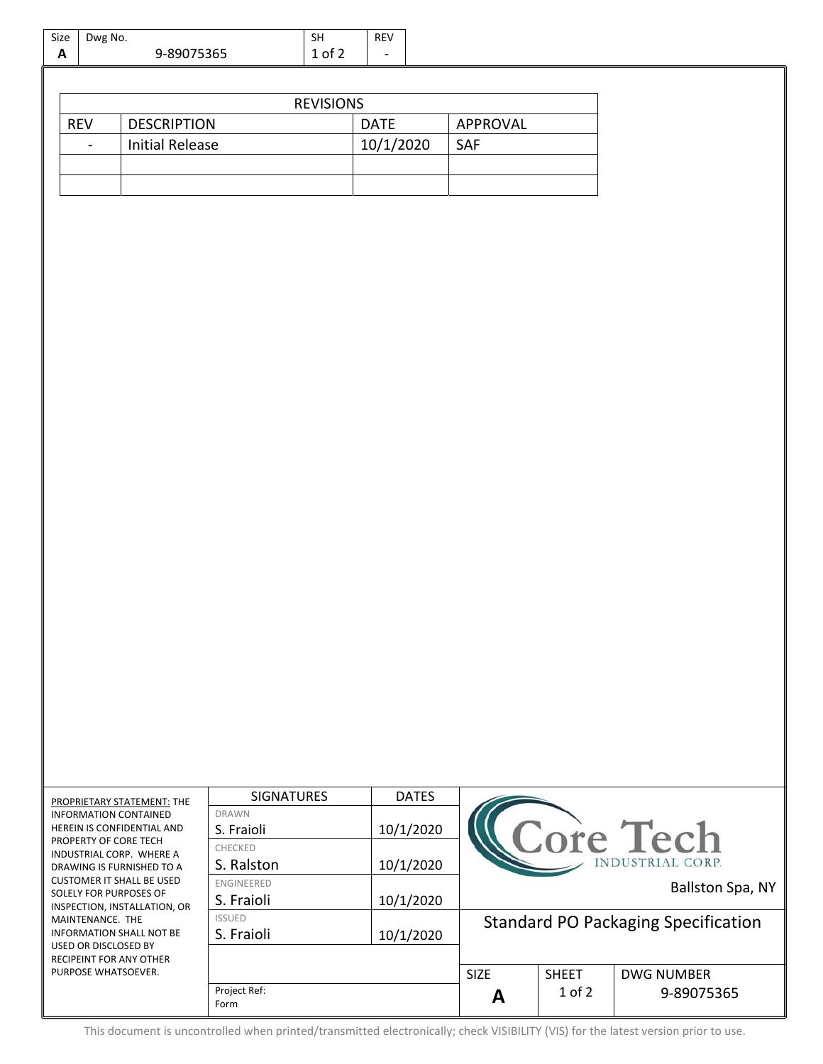| Size | Dwg No. | SH | REV |
|---|---|---|---|
| A | 9-89075365 | 1 of 2 | - |

| REVISIONS | | | |
|---|---|---|---|
| REV | DESCRIPTION | DATE | APPROVAL |
| - | Initial Release | 10/1/2020 | SAF |
| | | | |
| | | | |

PROPRIETARY STATEMENT: THE INFORMATION CONTAINED HEREIN IS CONFIDENTIAL AND PROPERTY OF CORE TECH INDUSTRIAL CORP. WHERE A DRAWING IS FURNISHED TO A CUSTOMER IT SHALL BE USED SOLELY FOR PURPOSES OF INSPECTION, INSTALLATION, OR MAINTENANCE. THE INFORMATION SHALL NOT BE USED OR DISCLOSED BY RECIPEINT FOR ANY OTHER PURPOSE WHATSOEVER.

| SIGNATURES | | DATES |
|---|---|---|
| DRAWN | S. Fraioli | 10/1/2020 |
| CHECKED | S. Ralston | 10/1/2020 |
| ENGINEERED | S. Fraioli | 10/1/2020 |
| ISSUED | S. Fraioli | 10/1/2020 |
| Project Ref: Form | | |

Core Tech INDUSTRIAL CORP.

Ballston Spa, NY

Standard PO Packaging Specification

| SIZE | SHEET | DWG NUMBER |
|---|---|---|
| A | 1 of 2 | 9-89075365 |

This document is uncontrolled when printed/transmitted electronically; check VISIBILITY (VIS) for the latest version prior to use.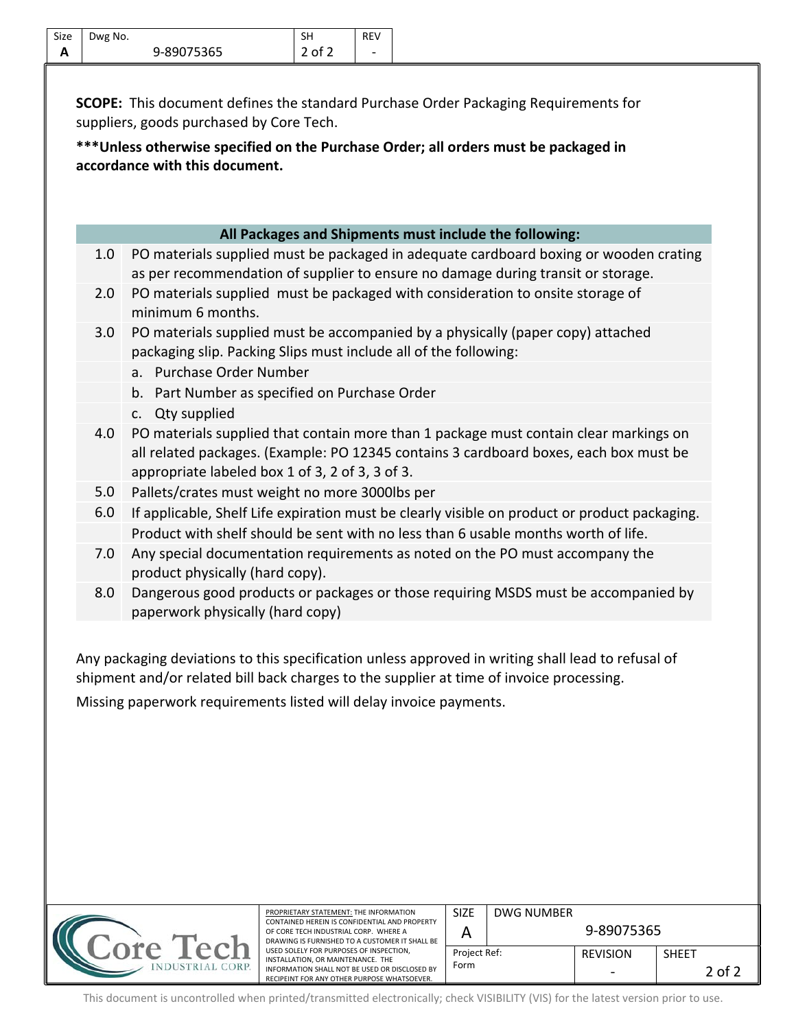**SCOPE:** This document defines the standard Purchase Order Packaging Requirements for suppliers, goods purchased by Core Tech.

**\*\*\*Unless otherwise specified on the Purchase Order; all orders must be packaged in accordance with this document.**

| | **All Packages and Shipments must include the following:** |
|---|---|
| 1.0 | PO materials supplied must be packaged in adequate cardboard boxing or wooden crating as per recommendation of supplier to ensure no damage during transit or storage. |
| 2.0 | PO materials supplied must be packaged with consideration to onsite storage of minimum 6 months. |
| 3.0 | PO materials supplied must be accompanied by a physically (paper copy) attached packaging slip. Packing Slips must include all of the following: |
| | a. Purchase Order Number |
| | b. Part Number as specified on Purchase Order |
| | c. Qty supplied |
| 4.0 | PO materials supplied that contain more than 1 package must contain clear markings on all related packages. (Example: PO 12345 contains 3 cardboard boxes, each box must be appropriate labeled box 1 of 3, 2 of 3, 3 of 3. |
| 5.0 | Pallets/crates must weight no more 3000lbs per |
| 6.0 | If applicable, Shelf Life expiration must be clearly visible on product or product packaging. |
| | Product with shelf should be sent with no less than 6 usable months worth of life. |
| 7.0 | Any special documentation requirements as noted on the PO must accompany the product physically (hard copy). |
| 8.0 | Dangerous good products or packages or those requiring MSDS must be accompanied by paperwork physically (hard copy) |

Any packaging deviations to this specification unless approved in writing shall lead to refusal of shipment and/or related bill back charges to the supplier at time of invoice processing.

Missing paperwork requirements listed will delay invoice payments.

Core Tech INDUSTRIAL CORP.

PROPRIETARY STATEMENT: THE INFORMATION CONTAINED HEREIN IS CONFIDENTIAL AND PROPERTY OF CORE TECH INDUSTRIAL CORP. WHERE A DRAWING IS FURNISHED TO A CUSTOMER IT SHALL BE USED SOLELY FOR PURPOSES OF INSPECTION, INSTALLATION, OR MAINTENANCE. THE INFORMATION SHALL NOT BE USED OR DISCLOSED BY RECIPEINT FOR ANY OTHER PURPOSE WHATSOEVER.

| SIZE | DWG NUMBER | | |
|---|---|---|---|
| A | 9-89075365 | | |
| Project Ref: Form | | REVISION - | SHEET 2 of 2 |

This document is uncontrolled when printed/transmitted electronically; check VISIBILITY (VIS) for the latest version prior to use.